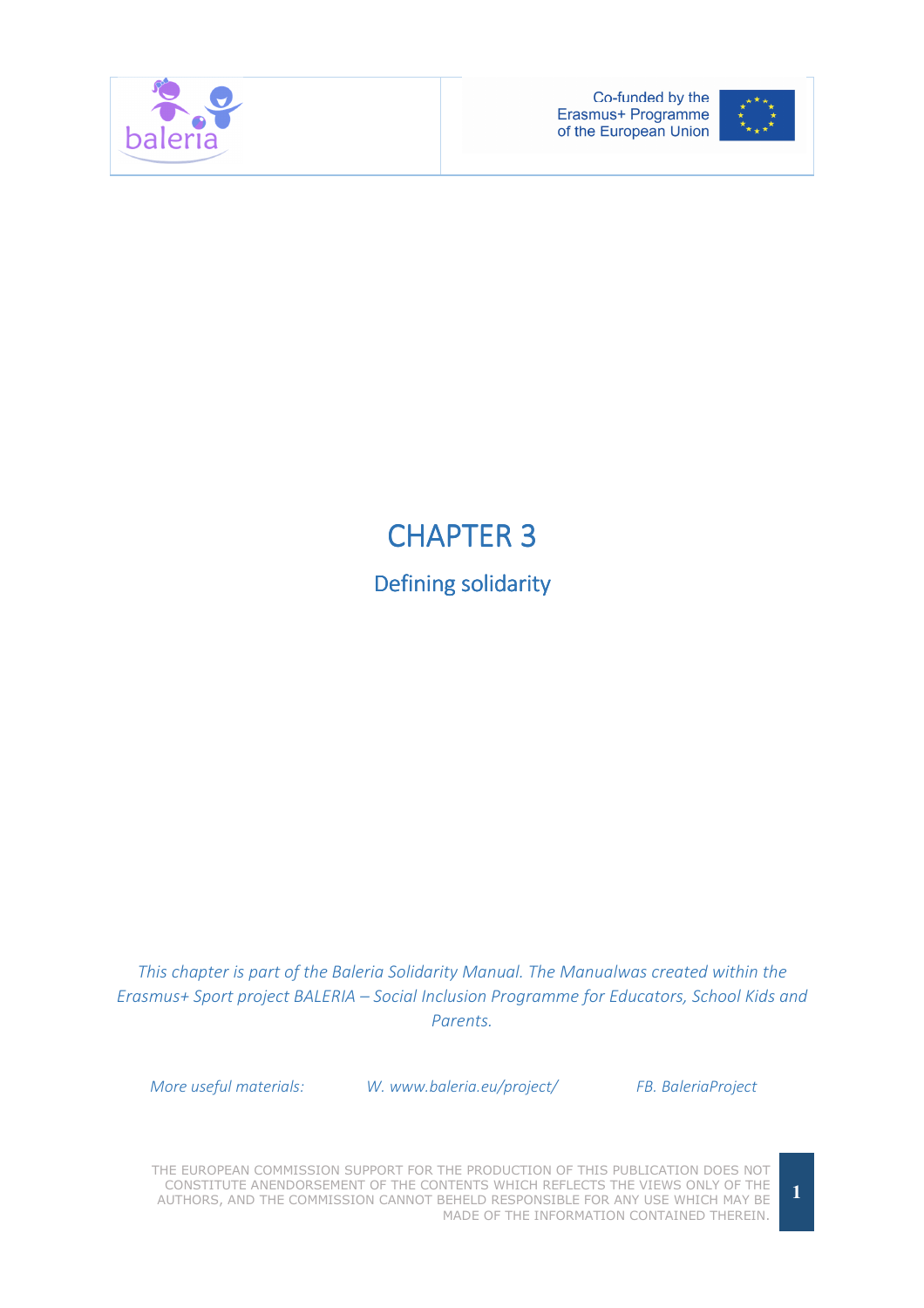# CHAPTER 3

## Defining solidarity

*This chapter is part of the Baleria Solidarity Manual. The Manualwas created within the Erasmus+ Sport project BALERIA – Social Inclusion Programme for Educators, School Kids and Parents.*

*More useful materials:* *W. www.baleria.eu/project/* *FB. BaleriaProject*

THE EUROPEAN COMMISSION SUPPORT FOR THE PRODUCTION OF THIS PUBLICATION DOES NOT CONSTITUTE ANENDORSEMENT OF THE CONTENTS WHICH REFLECTS THE VIEWS ONLY OF THE AUTHORS, AND THE COMMISSION CANNOT BEHELD RESPONSIBLE FOR ANY USE WHICH MAY BE MADE OF THE INFORMATION CONTAINED THEREIN.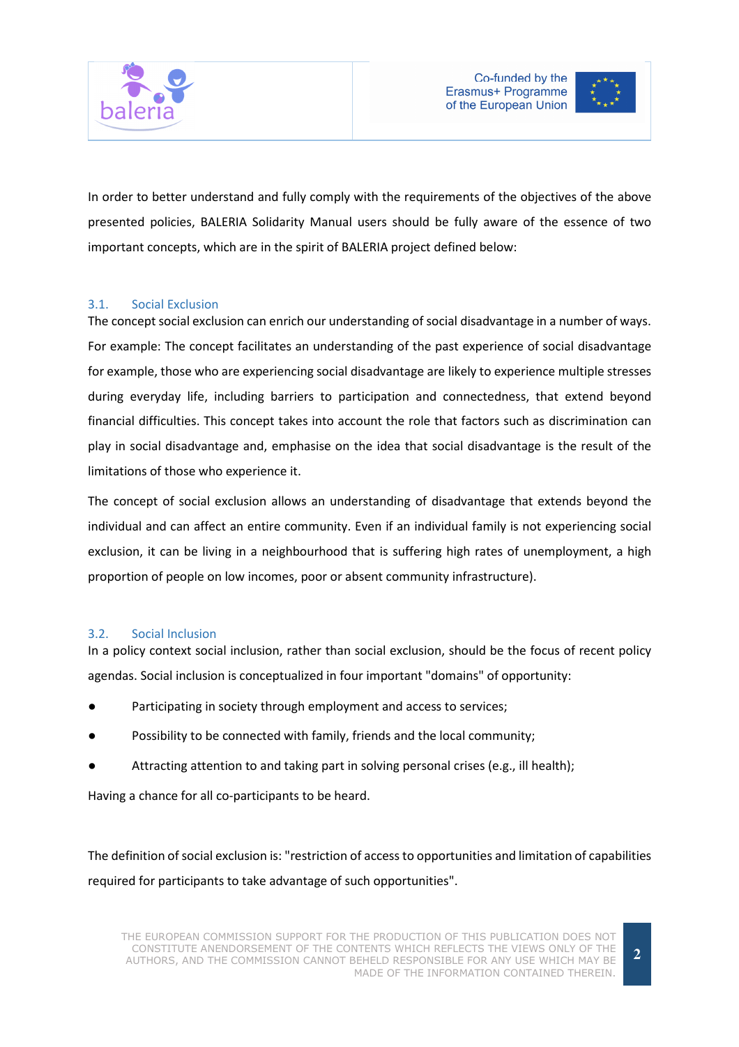In order to better understand and fully comply with the requirements of the objectives of the above presented policies, BALERIA Solidarity Manual users should be fully aware of the essence of two important concepts, which are in the spirit of BALERIA project defined below:

### 3.1. Social Exclusion

The concept social exclusion can enrich our understanding of social disadvantage in a number of ways. For example: The concept facilitates an understanding of the past experience of social disadvantage for example, those who are experiencing social disadvantage are likely to experience multiple stresses during everyday life, including barriers to participation and connectedness, that extend beyond financial difficulties. This concept takes into account the role that factors such as discrimination can play in social disadvantage and, emphasise on the idea that social disadvantage is the result of the limitations of those who experience it.

The concept of social exclusion allows an understanding of disadvantage that extends beyond the individual and can affect an entire community. Even if an individual family is not experiencing social exclusion, it can be living in a neighbourhood that is suffering high rates of unemployment, a high proportion of people on low incomes, poor or absent community infrastructure).

### 3.2. Social Inclusion

In a policy context social inclusion, rather than social exclusion, should be the focus of recent policy agendas. Social inclusion is conceptualized in four important "domains" of opportunity:

- Participating in society through employment and access to services;
- Possibility to be connected with family, friends and the local community;
- Attracting attention to and taking part in solving personal crises (e.g., ill health);

Having a chance for all co-participants to be heard.

The definition of social exclusion is: "restriction of access to opportunities and limitation of capabilities required for participants to take advantage of such opportunities".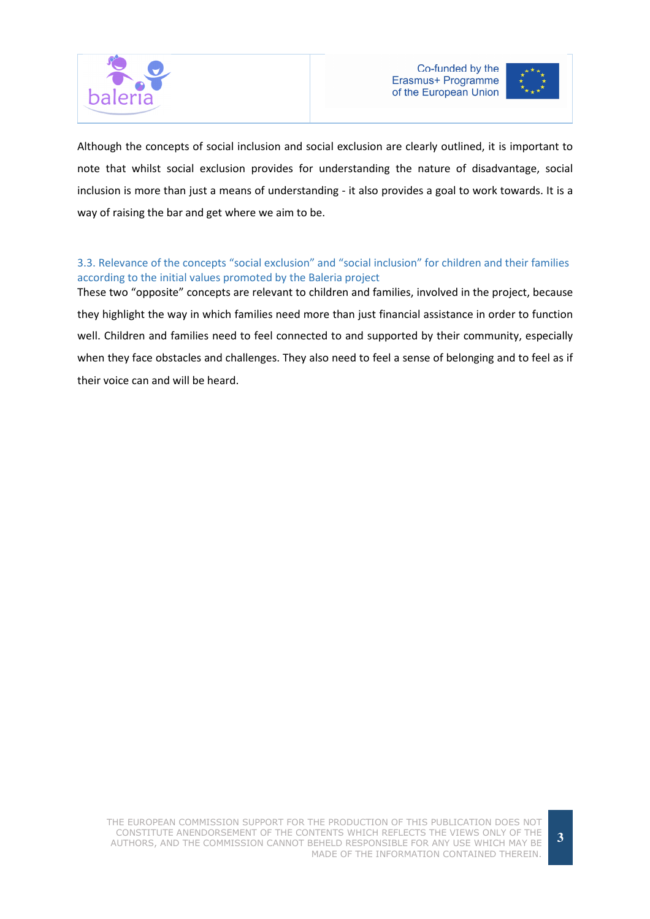Although the concepts of social inclusion and social exclusion are clearly outlined, it is important to note that whilst social exclusion provides for understanding the nature of disadvantage, social inclusion is more than just a means of understanding - it also provides a goal to work towards. It is a way of raising the bar and get where we aim to be.

### 3.3. Relevance of the concepts “social exclusion” and “social inclusion” for children and their families according to the initial values promoted by the Baleria project

These two “opposite” concepts are relevant to children and families, involved in the project, because they highlight the way in which families need more than just financial assistance in order to function well. Children and families need to feel connected to and supported by their community, especially when they face obstacles and challenges. They also need to feel a sense of belonging and to feel as if their voice can and will be heard.